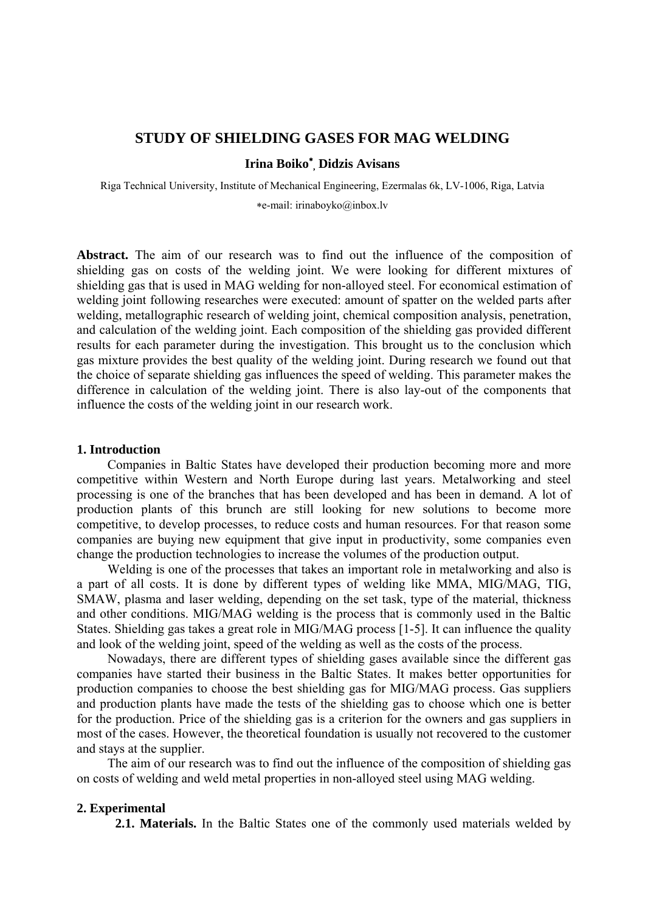# STUDY OF SHIELDING GASES FOR MAG WELDING

**Irina Boiko*, Didzis Avisans**

Riga Technical University, Institute of Mechanical Engineering, Ezermalas 6k, LV-1006, Riga, Latvia

*e-mail: irinaboyko@inbox.lv

**Abstract.** The aim of our research was to find out the influence of the composition of shielding gas on costs of the welding joint. We were looking for different mixtures of shielding gas that is used in MAG welding for non-alloyed steel. For economical estimation of welding joint following researches were executed: amount of spatter on the welded parts after welding, metallographic research of welding joint, chemical composition analysis, penetration, and calculation of the welding joint. Each composition of the shielding gas provided different results for each parameter during the investigation. This brought us to the conclusion which gas mixture provides the best quality of the welding joint. During research we found out that the choice of separate shielding gas influences the speed of welding. This parameter makes the difference in calculation of the welding joint. There is also lay-out of the components that influence the costs of the welding joint in our research work.

## 1. Introduction

Companies in Baltic States have developed their production becoming more and more competitive within Western and North Europe during last years. Metalworking and steel processing is one of the branches that has been developed and has been in demand. A lot of production plants of this brunch are still looking for new solutions to become more competitive, to develop processes, to reduce costs and human resources. For that reason some companies are buying new equipment that give input in productivity, some companies even change the production technologies to increase the volumes of the production output.

Welding is one of the processes that takes an important role in metalworking and also is a part of all costs. It is done by different types of welding like MMA, MIG/MAG, TIG, SMAW, plasma and laser welding, depending on the set task, type of the material, thickness and other conditions. MIG/MAG welding is the process that is commonly used in the Baltic States. Shielding gas takes a great role in MIG/MAG process [1-5]. It can influence the quality and look of the welding joint, speed of the welding as well as the costs of the process.

Nowadays, there are different types of shielding gases available since the different gas companies have started their business in the Baltic States. It makes better opportunities for production companies to choose the best shielding gas for MIG/MAG process. Gas suppliers and production plants have made the tests of the shielding gas to choose which one is better for the production. Price of the shielding gas is a criterion for the owners and gas suppliers in most of the cases. However, the theoretical foundation is usually not recovered to the customer and stays at the supplier.

The aim of our research was to find out the influence of the composition of shielding gas on costs of welding and weld metal properties in non-alloyed steel using MAG welding.

## 2. Experimental

**2.1. Materials.** In the Baltic States one of the commonly used materials welded by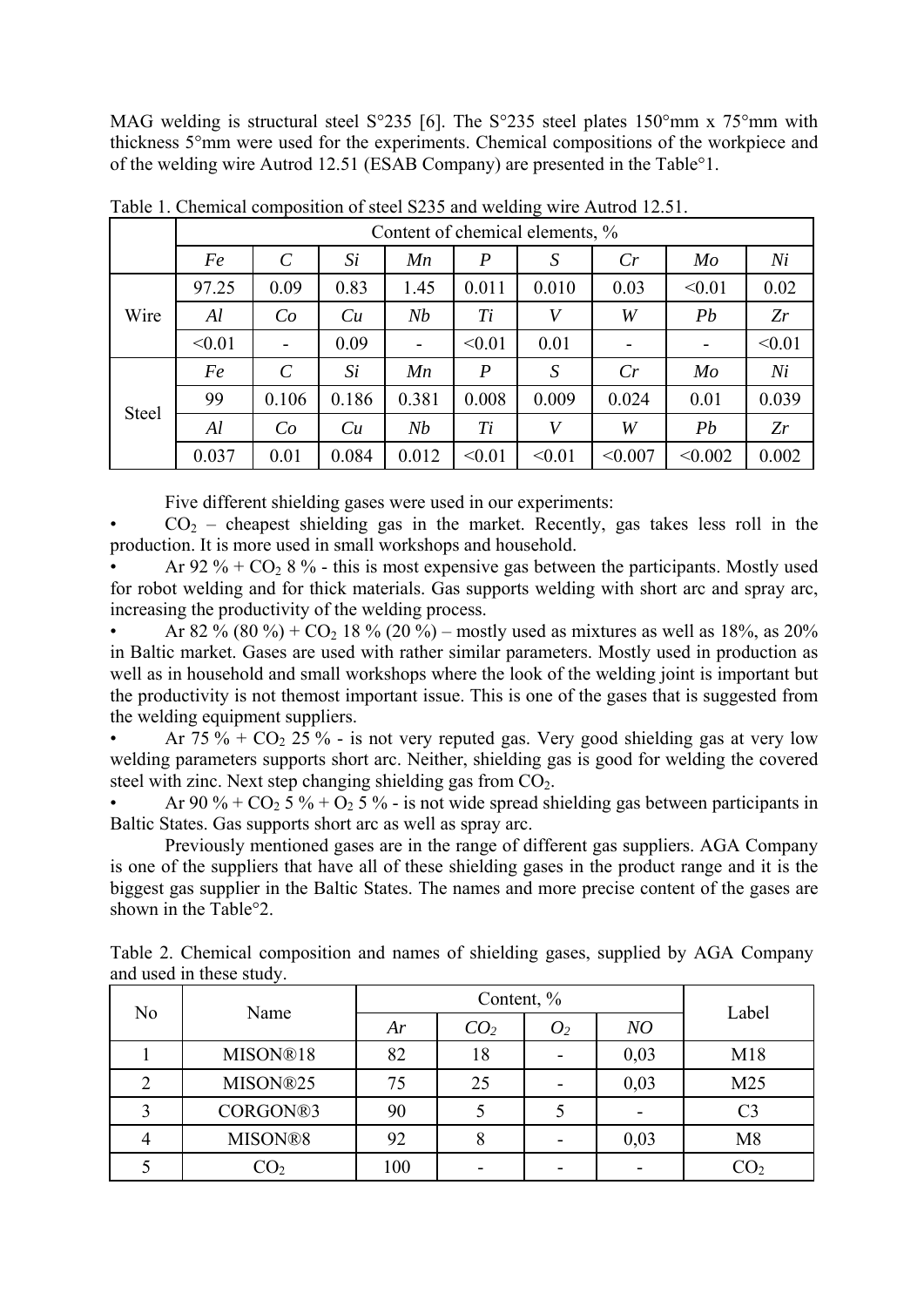MAG welding is structural steel S°235 [6]. The S°235 steel plates 150°mm x 75°mm with thickness 5°mm were used for the experiments. Chemical compositions of the workpiece and of the welding wire Autrod 12.51 (ESAB Company) are presented in the Table°1.

Table 1. Chemical composition of steel S235 and welding wire Autrod 12.51.

| | Content of chemical elements, % | | | | | | | | |
|---|---|---|---|---|---|---|---|---|---|
| | *Fe* | *C* | *Si* | *Mn* | *P* | *S* | *Cr* | *Mo* | *Ni* |
| Wire | 97.25 | 0.09 | 0.83 | 1.45 | 0.011 | 0.010 | 0.03 | <0.01 | 0.02 |
| | *Al* | *Co* | *Cu* | *Nb* | *Ti* | *V* | *W* | *Pb* | *Zr* |
| | <0.01 | - | 0.09 | - | <0.01 | 0.01 | - | - | <0.01 |
| Steel | *Fe* | *C* | *Si* | *Mn* | *P* | *S* | *Cr* | *Mo* | *Ni* |
| | 99 | 0.106 | 0.186 | 0.381 | 0.008 | 0.009 | 0.024 | 0.01 | 0.039 |
| | *Al* | *Co* | *Cu* | *Nb* | *Ti* | *V* | *W* | *Pb* | *Zr* |
| | 0.037 | 0.01 | 0.084 | 0.012 | <0.01 | <0.01 | <0.007 | <0.002 | 0.002 |

Five different shielding gases were used in our experiments:

- $CO_2$ – cheapest shielding gas in the market. Recently, gas takes less roll in the production. It is more used in small workshops and household.
- Ar 92 % + $CO_2$ 8 % - this is most expensive gas between the participants. Mostly used for robot welding and for thick materials. Gas supports welding with short arc and spray arc, increasing the productivity of the welding process.
- Ar 82 % (80 %) + $CO_2$ 18 % (20 %) – mostly used as mixtures as well as 18%, as 20% in Baltic market. Gases are used with rather similar parameters. Mostly used in production as well as in household and small workshops where the look of the welding joint is important but the productivity is not themost important issue. This is one of the gases that is suggested from the welding equipment suppliers.
- Ar 75 % + $CO_2$ 25 % - is not very reputed gas. Very good shielding gas at very low welding parameters supports short arc. Neither, shielding gas is good for welding the covered steel with zinc. Next step changing shielding gas from $CO_2$.
- Ar 90 % + $CO_2$ 5 % + $O_2$ 5 % - is not wide spread shielding gas between participants in Baltic States. Gas supports short arc as well as spray arc.

Previously mentioned gases are in the range of different gas suppliers. AGA Company is one of the suppliers that have all of these shielding gases in the product range and it is the biggest gas supplier in the Baltic States. The names and more precise content of the gases are shown in the Table°2.

Table 2. Chemical composition and names of shielding gases, supplied by AGA Company and used in these study.

| No | Name | Content, % | | | | Label |
|---|---|---|---|---|---|---|
| | | *Ar* | *$CO_2$* | *$O_2$* | *NO* | |
| 1 | MISON®18 | 82 | 18 | - | 0,03 | M18 |
| 2 | MISON®25 | 75 | 25 | - | 0,03 | M25 |
| 3 | CORGON®3 | 90 | 5 | 5 | - | C3 |
| 4 | MISON®8 | 92 | 8 | - | 0,03 | M8 |
| 5 | $CO_2$ | 100 | - | - | - | $CO_2$ |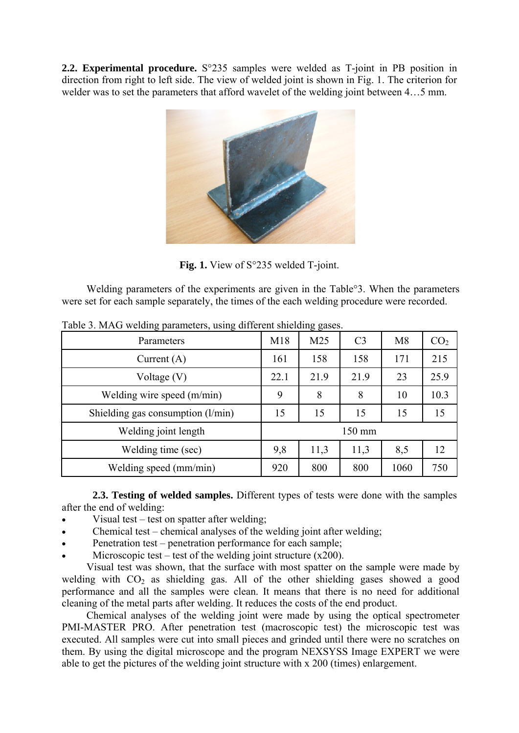**2.2. Experimental procedure.** S°235 samples were welded as T-joint in PB position in direction from right to left side. The view of welded joint is shown in Fig. 1. The criterion for welder was to set the parameters that afford wavelet of the welding joint between 4…5 mm.

**Fig. 1.** View of S°235 welded T-joint.

Welding parameters of the experiments are given in the Table°3. When the parameters were set for each sample separately, the times of the each welding procedure were recorded.

Table 3. MAG welding parameters, using different shielding gases.

| Parameters | M18 | M25 | C3 | M8 | $CO_2$ |
|---|---|---|---|---|---|
| Current (A) | 161 | 158 | 158 | 171 | 215 |
| Voltage (V) | 22.1 | 21.9 | 21.9 | 23 | 25.9 |
| Welding wire speed (m/min) | 9 | 8 | 8 | 10 | 10.3 |
| Shielding gas consumption (l/min) | 15 | 15 | 15 | 15 | 15 |
| Welding joint length | 150 mm | | | | |
| Welding time (sec) | 9,8 | 11,3 | 11,3 | 8,5 | 12 |
| Welding speed (mm/min) | 920 | 800 | 800 | 1060 | 750 |

**2.3. Testing of welded samples.** Different types of tests were done with the samples after the end of welding:

- Visual test – test on spatter after welding;
- Chemical test – chemical analyses of the welding joint after welding;
- Penetration test – penetration performance for each sample;
- Microscopic test – test of the welding joint structure (x200).

Visual test was shown, that the surface with most spatter on the sample were made by welding with $CO_2$ as shielding gas. All of the other shielding gases showed a good performance and all the samples were clean. It means that there is no need for additional cleaning of the metal parts after welding. It reduces the costs of the end product.

Chemical analyses of the welding joint were made by using the optical spectrometer PMI-MASTER PRO. After penetration test (macroscopic test) the microscopic test was executed. All samples were cut into small pieces and grinded until there were no scratches on them. By using the digital microscope and the program NEXSYSS Image EXPERT we were able to get the pictures of the welding joint structure with x 200 (times) enlargement.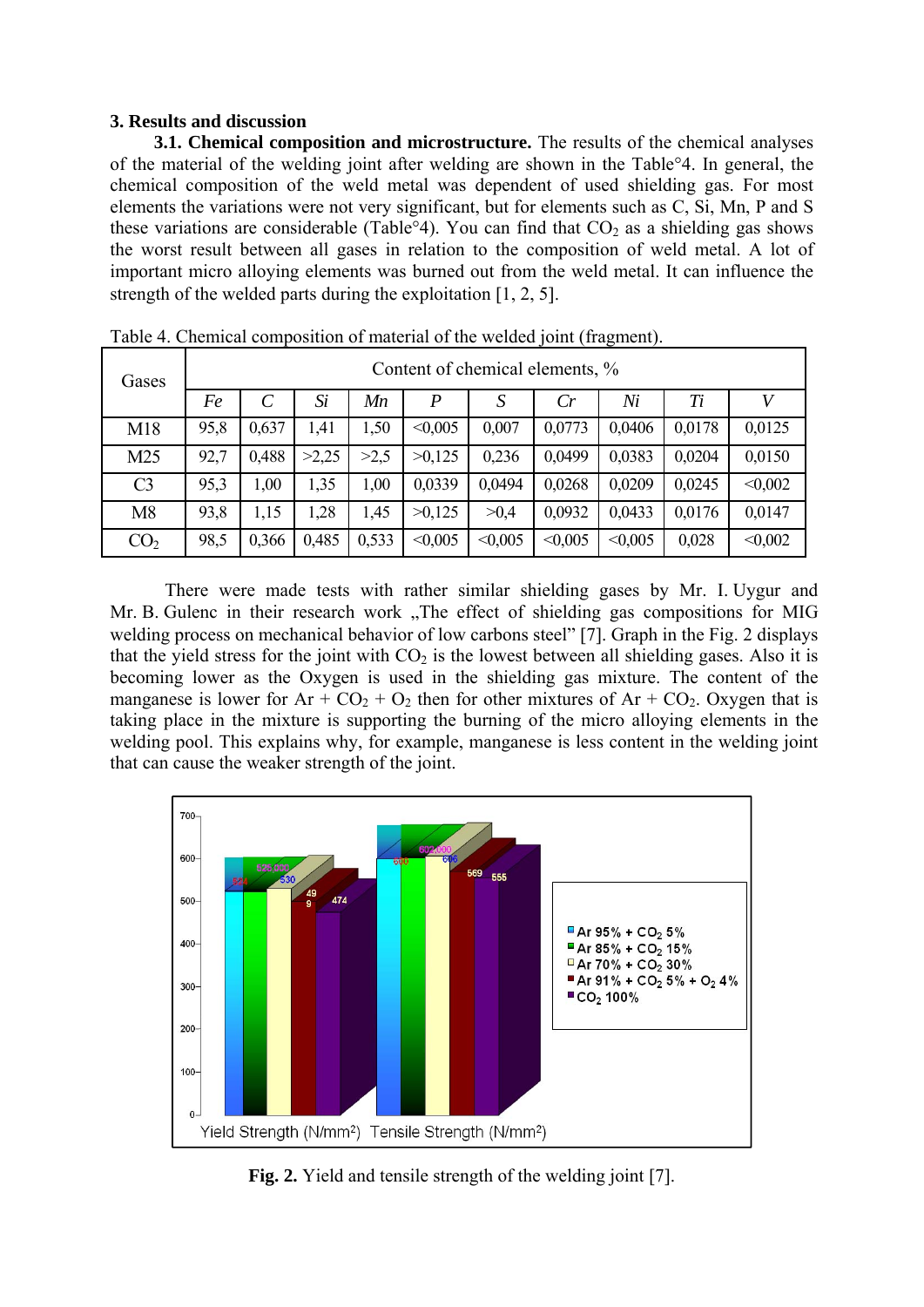### 3. Results and discussion

**3.1. Chemical composition and microstructure.** The results of the chemical analyses of the material of the welding joint after welding are shown in the Table°4. In general, the chemical composition of the weld metal was dependent of used shielding gas. For most elements the variations were not very significant, but for elements such as C, Si, Mn, P and S these variations are considerable (Table°4). You can find that $CO_2$ as a shielding gas shows the worst result between all gases in relation to the composition of weld metal. A lot of important micro alloying elements was burned out from the weld metal. It can influence the strength of the welded parts during the exploitation [1, 2, 5].

Table 4. Chemical composition of material of the welded joint (fragment).

| Gases | Content of chemical elements, % | | | | | | | | | |
|---|---|---|---|---|---|---|---|---|---|---|
| | *Fe* | *C* | *Si* | *Mn* | *P* | *S* | *Cr* | *Ni* | *Ti* | *V* |
| M18 | 95,8 | 0,637 | 1,41 | 1,50 | <0,005 | 0,007 | 0,0773 | 0,0406 | 0,0178 | 0,0125 |
| M25 | 92,7 | 0,488 | >2,25 | >2,5 | >0,125 | 0,236 | 0,0499 | 0,0383 | 0,0204 | 0,0150 |
| C3 | 95,3 | 1,00 | 1,35 | 1,00 | 0,0339 | 0,0494 | 0,0268 | 0,0209 | 0,0245 | <0,002 |
| M8 | 93,8 | 1,15 | 1,28 | 1,45 | >0,125 | >0,4 | 0,0932 | 0,0433 | 0,0176 | 0,0147 |
| $CO_2$ | 98,5 | 0,366 | 0,485 | 0,533 | <0,005 | <0,005 | <0,005 | <0,005 | 0,028 | <0,002 |

There were made tests with rather similar shielding gases by Mr. I. Uygur and Mr. B. Gulenc in their research work „The effect of shielding gas compositions for MIG welding process on mechanical behavior of low carbons steel" [7]. Graph in the Fig. 2 displays that the yield stress for the joint with $CO_2$ is the lowest between all shielding gases. Also it is becoming lower as the Oxygen is used in the shielding gas mixture. The content of the manganese is lower for Ar + $CO_2$ + $O_2$ then for other mixtures of Ar + $CO_2$. Oxygen that is taking place in the mixture is supporting the burning of the micro alloying elements in the welding pool. This explains why, for example, manganese is less content in the welding joint that can cause the weaker strength of the joint.

**Fig. 2.** Yield and tensile strength of the welding joint [7].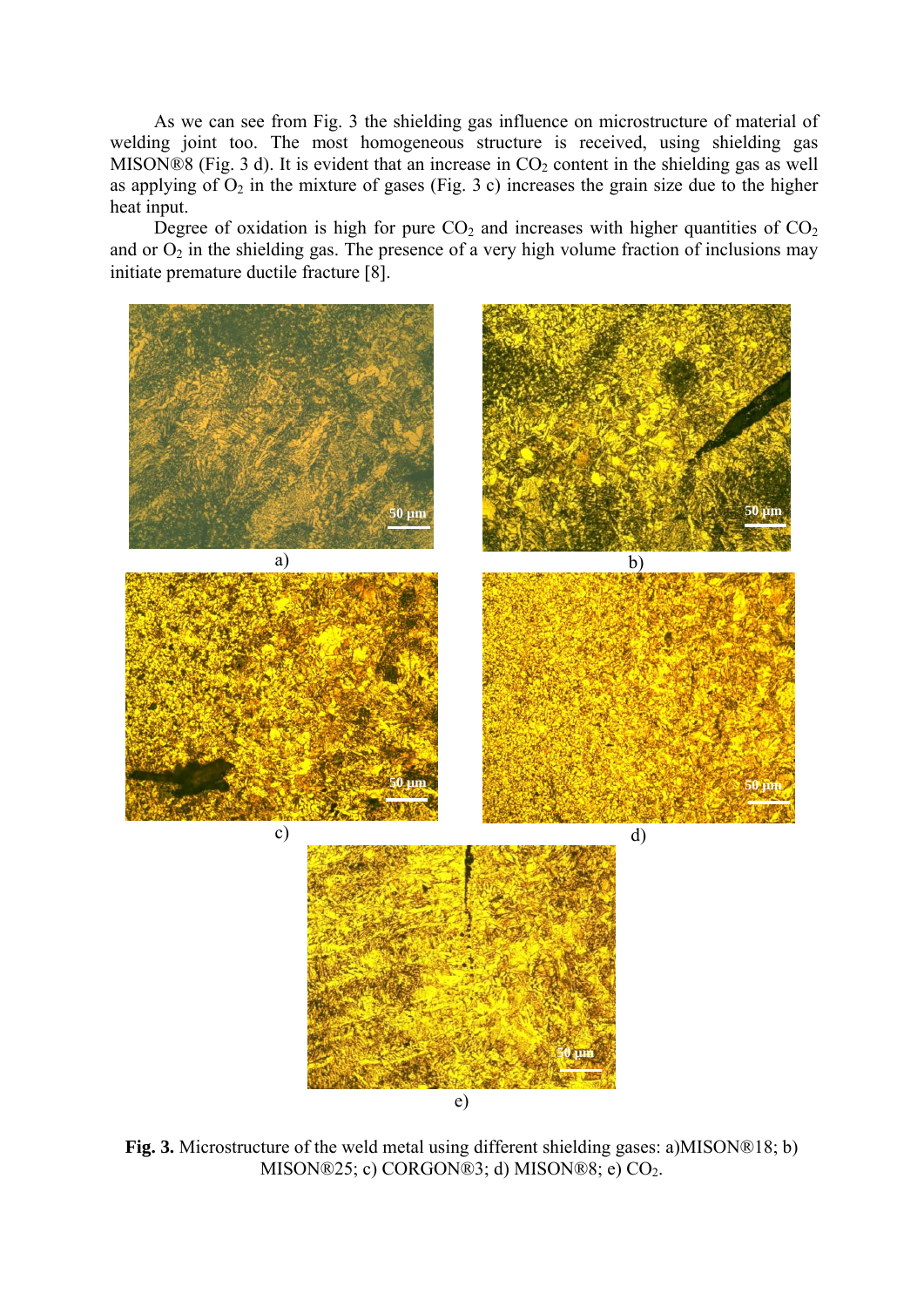As we can see from Fig. 3 the shielding gas influence on microstructure of material of welding joint too. The most homogeneous structure is received, using shielding gas MISON®8 (Fig. 3 d). It is evident that an increase in $CO_2$ content in the shielding gas as well as applying of $O_2$ in the mixture of gases (Fig. 3 c) increases the grain size due to the higher heat input.

Degree of oxidation is high for pure $CO_2$ and increases with higher quantities of $CO_2$ and or $O_2$ in the shielding gas. The presence of a very high volume fraction of inclusions may initiate premature ductile fracture [8].

**Fig. 3.** Microstructure of the weld metal using different shielding gases: a)MISON®18; b) MISON®25; c) CORGON®3; d) MISON®8; e) $CO_2$.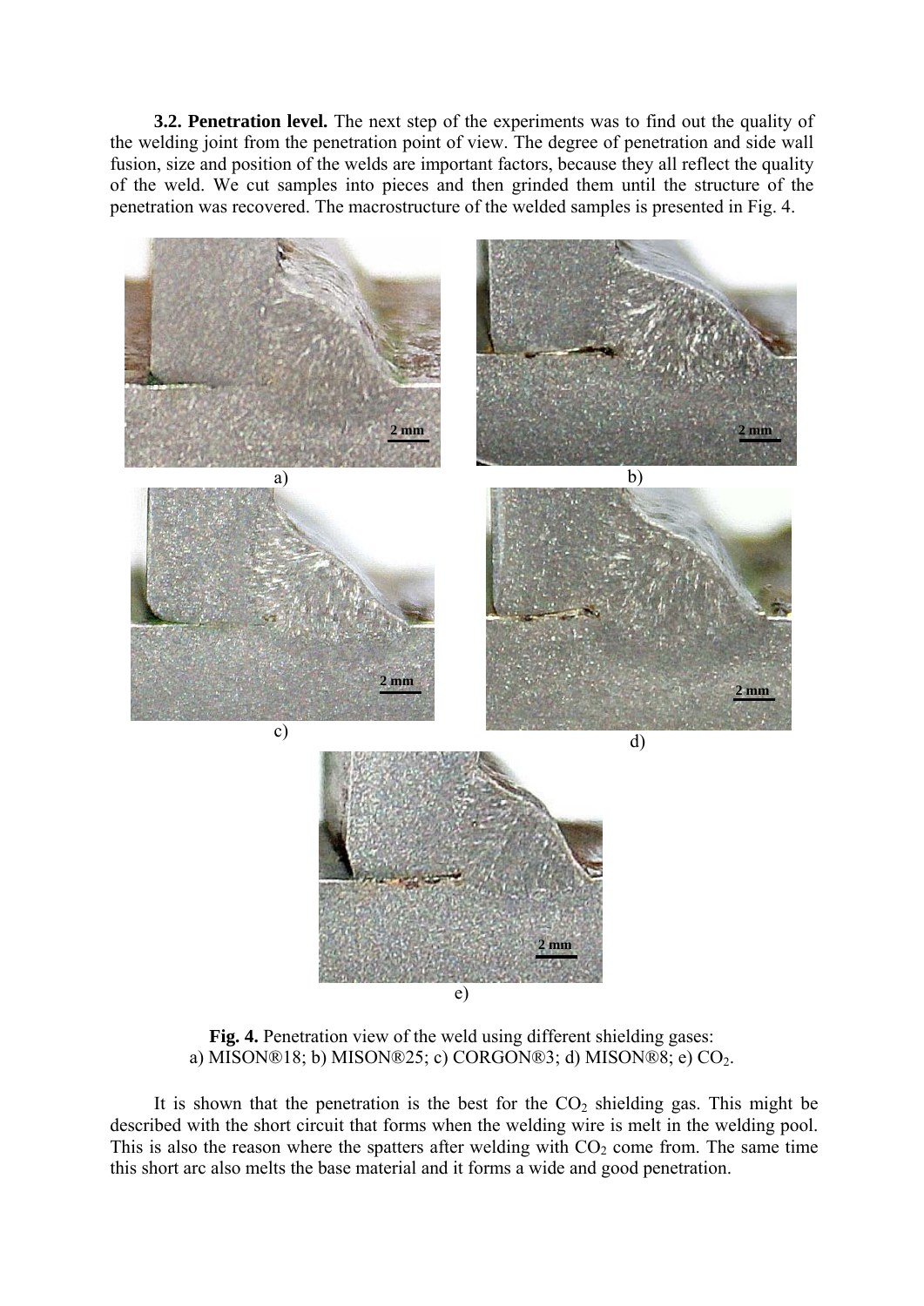**3.2. Penetration level.** The next step of the experiments was to find out the quality of the welding joint from the penetration point of view. The degree of penetration and side wall fusion, size and position of the welds are important factors, because they all reflect the quality of the weld. We cut samples into pieces and then grinded them until the structure of the penetration was recovered. The macrostructure of the welded samples is presented in Fig. 4.

**Fig. 4.** Penetration view of the weld using different shielding gases:
a) MISON®18; b) MISON®25; c) CORGON®3; d) MISON®8; e) $CO_2$.

It is shown that the penetration is the best for the $CO_2$ shielding gas. This might be described with the short circuit that forms when the welding wire is melt in the welding pool. This is also the reason where the spatters after welding with $CO_2$ come from. The same time this short arc also melts the base material and it forms a wide and good penetration.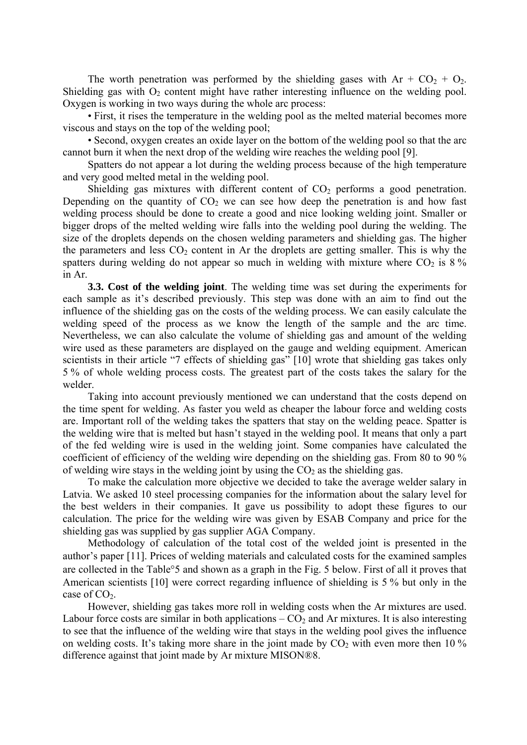The worth penetration was performed by the shielding gases with Ar + $CO_2$ + $O_2$. Shielding gas with $O_2$ content might have rather interesting influence on the welding pool. Oxygen is working in two ways during the whole arc process:

• First, it rises the temperature in the welding pool as the melted material becomes more viscous and stays on the top of the welding pool;

• Second, oxygen creates an oxide layer on the bottom of the welding pool so that the arc cannot burn it when the next drop of the welding wire reaches the welding pool [9].

Spatters do not appear a lot during the welding process because of the high temperature and very good melted metal in the welding pool.

Shielding gas mixtures with different content of $CO_2$ performs a good penetration. Depending on the quantity of $CO_2$ we can see how deep the penetration is and how fast welding process should be done to create a good and nice looking welding joint. Smaller or bigger drops of the melted welding wire falls into the welding pool during the welding. The size of the droplets depends on the chosen welding parameters and shielding gas. The higher the parameters and less $CO_2$ content in Ar the droplets are getting smaller. This is why the spatters during welding do not appear so much in welding with mixture where $CO_2$ is 8 % in Ar.

**3.3. Cost of the welding joint**. The welding time was set during the experiments for each sample as it's described previously. This step was done with an aim to find out the influence of the shielding gas on the costs of the welding process. We can easily calculate the welding speed of the process as we know the length of the sample and the arc time. Nevertheless, we can also calculate the volume of shielding gas and amount of the welding wire used as these parameters are displayed on the gauge and welding equipment. American scientists in their article "7 effects of shielding gas" [10] wrote that shielding gas takes only 5 % of whole welding process costs. The greatest part of the costs takes the salary for the welder.

Taking into account previously mentioned we can understand that the costs depend on the time spent for welding. As faster you weld as cheaper the labour force and welding costs are. Important roll of the welding takes the spatters that stay on the welding peace. Spatter is the welding wire that is melted but hasn't stayed in the welding pool. It means that only a part of the fed welding wire is used in the welding joint. Some companies have calculated the coefficient of efficiency of the welding wire depending on the shielding gas. From 80 to 90 % of welding wire stays in the welding joint by using the $CO_2$ as the shielding gas.

To make the calculation more objective we decided to take the average welder salary in Latvia. We asked 10 steel processing companies for the information about the salary level for the best welders in their companies. It gave us possibility to adopt these figures to our calculation. The price for the welding wire was given by ESAB Company and price for the shielding gas was supplied by gas supplier AGA Company.

Methodology of calculation of the total cost of the welded joint is presented in the author's paper [11]. Prices of welding materials and calculated costs for the examined samples are collected in the Table°5 and shown as a graph in the Fig. 5 below. First of all it proves that American scientists [10] were correct regarding influence of shielding is 5 % but only in the case of $CO_2$.

However, shielding gas takes more roll in welding costs when the Ar mixtures are used. Labour force costs are similar in both applications – $CO_2$ and Ar mixtures. It is also interesting to see that the influence of the welding wire that stays in the welding pool gives the influence on welding costs. It's taking more share in the joint made by $CO_2$ with even more then 10 % difference against that joint made by Ar mixture MISON®8.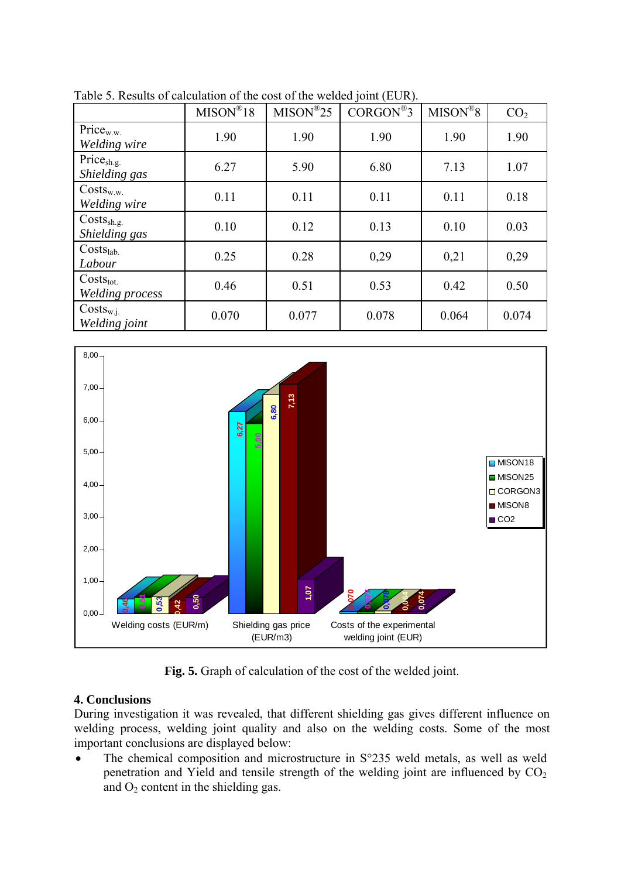Table 5. Results of calculation of the cost of the welded joint (EUR).

| | MISON®18 | MISON®25 | CORGON®3 | MISON®8 | $CO_2$ |
|---|---|---|---|---|---|
| $Price_{w.w.}$ *Welding wire* | 1.90 | 1.90 | 1.90 | 1.90 | 1.90 |
| $Price_{sh.g.}$ *Shielding gas* | 6.27 | 5.90 | 6.80 | 7.13 | 1.07 |
| $Costs_{w.w.}$ *Welding wire* | 0.11 | 0.11 | 0.11 | 0.11 | 0.18 |
| $Costs_{sh.g.}$ *Shielding gas* | 0.10 | 0.12 | 0.13 | 0.10 | 0.03 |
| $Costs_{lab.}$ *Labour* | 0.25 | 0.28 | 0,29 | 0,21 | 0,29 |
| $Costs_{tot.}$ *Welding process* | 0.46 | 0.51 | 0.53 | 0.42 | 0.50 |
| $Costs_{w.j.}$ *Welding joint* | 0.070 | 0.077 | 0.078 | 0.064 | 0.074 |

**Fig. 5.** Graph of calculation of the cost of the welded joint.

## 4. Conclusions

During investigation it was revealed, that different shielding gas gives different influence on welding process, welding joint quality and also on the welding costs. Some of the most important conclusions are displayed below:

- The chemical composition and microstructure in S°235 weld metals, as well as weld penetration and Yield and tensile strength of the welding joint are influenced by $CO_2$ and $O_2$ content in the shielding gas.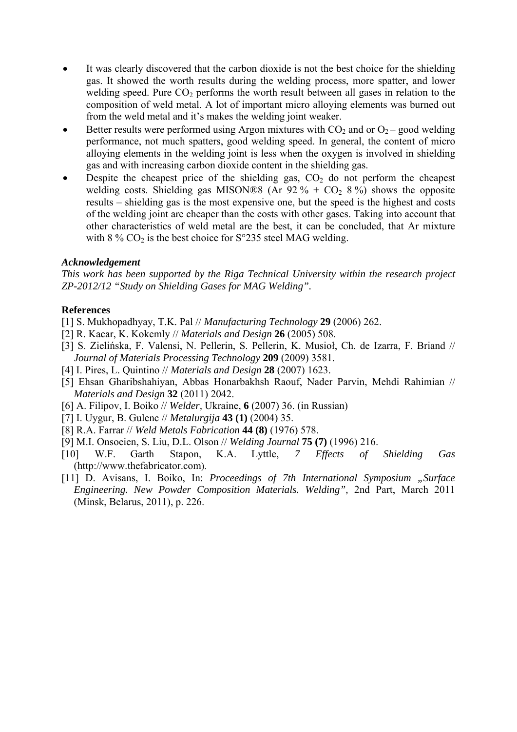- It was clearly discovered that the carbon dioxide is not the best choice for the shielding gas. It showed the worth results during the welding process, more spatter, and lower welding speed. Pure $CO_2$ performs the worth result between all gases in relation to the composition of weld metal. A lot of important micro alloying elements was burned out from the weld metal and it's makes the welding joint weaker.
- Better results were performed using Argon mixtures with $CO_2$ and or $O_2$ – good welding performance, not much spatters, good welding speed. In general, the content of micro alloying elements in the welding joint is less when the oxygen is involved in shielding gas and with increasing carbon dioxide content in the shielding gas.
- Despite the cheapest price of the shielding gas, $CO_2$ do not perform the cheapest welding costs. Shielding gas MISON®8 (Ar 92 % + $CO_2$ 8 %) shows the opposite results – shielding gas is the most expensive one, but the speed is the highest and costs of the welding joint are cheaper than the costs with other gases. Taking into account that other characteristics of weld metal are the best, it can be concluded, that Ar mixture with 8 % $CO_2$ is the best choice for S°235 steel MAG welding.

***Acknowledgement***

*This work has been supported by the Riga Technical University within the research project ZP-2012/12 "Study on Shielding Gases for MAG Welding".*

**References**

[1] S. Mukhopadhyay, T.K. Pal // *Manufacturing Technology* **29** (2006) 262.

[2] R. Kacar, K. Kokemly // *Materials and Design* **26** (2005) 508.

[3] S. Zielińska, F. Valensi, N. Pellerin, S. Pellerin, K. Musioł, Ch. de Izarra, F. Briand // *Journal of Materials Processing Technology* **209** (2009) 3581.

[4] I. Pires, L. Quintino // *Materials and Design* **28** (2007) 1623.

[5] Ehsan Gharibshahiyan, Abbas Honarbakhsh Raouf, Nader Parvin, Mehdi Rahimian // *Materials and Design* **32** (2011) 2042.

[6] A. Filipov, I. Boiko // *Welder,* Ukraine, **6** (2007) 36. (in Russian)

[7] I. Uygur, B. Gulenc // *Metalurgija* **43 (1)** (2004) 35.

[8] R.A. Farrar // *Weld Metals Fabrication* **44 (8)** (1976) 578.

[9] M.I. Onsoeien, S. Liu, D.L. Olson // *Welding Journal* **75 (7)** (1996) 216.

[10] W.F. Garth Stapon, K.A. Lyttle, *7 Effects of Shielding Gas* (http://www.thefabricator.com).

[11] D. Avisans, I. Boiko, In: *Proceedings of 7th International Symposium „Surface Engineering. New Powder Composition Materials. Welding"*, 2nd Part, March 2011 (Minsk, Belarus, 2011), p. 226.